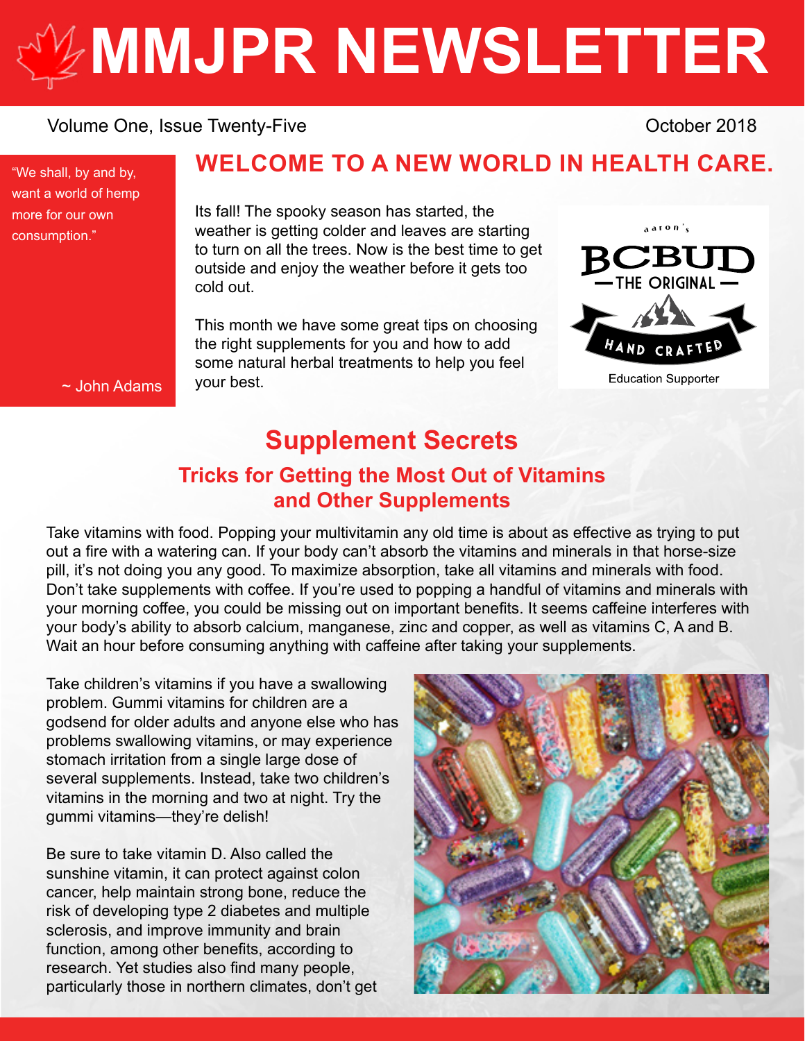# MMJPR NEWSLETTER

Volume One, Issue Twenty-Five

October 2018

"We shall, by and by, want a world of hemp more for our own consumption."

~ John Adams

## WELCOME TO A NEW WORLD IN HEALTH CARE.

Its fall! The spooky season has started, the weather is getting colder and leaves are starting to turn on all the trees. Now is the best time to get outside and enjoy the weather before it gets too cold out.

This month we have some great tips on choosing the right supplements for you and how to add some natural herbal treatments to help you feel your best.

aaron's BCBUD THE ORIGINAL HAND CRAFTED

Education Supporter

## Supplement Secrets

### Tricks for Getting the Most Out of Vitamins and Other Supplements

Take vitamins with food. Popping your multivitamin any old time is about as effective as trying to put out a fire with a watering can. If your body can't absorb the vitamins and minerals in that horse-size pill, it's not doing you any good. To maximize absorption, take all vitamins and minerals with food. Don't take supplements with coffee. If you're used to popping a handful of vitamins and minerals with your morning coffee, you could be missing out on important benefits. It seems caffeine interferes with your body's ability to absorb calcium, manganese, zinc and copper, as well as vitamins C, A and B. Wait an hour before consuming anything with caffeine after taking your supplements.

Take children's vitamins if you have a swallowing problem. Gummi vitamins for children are a godsend for older adults and anyone else who has problems swallowing vitamins, or may experience stomach irritation from a single large dose of several supplements. Instead, take two children's vitamins in the morning and two at night. Try the gummi vitamins—they're delish!

Be sure to take vitamin D. Also called the sunshine vitamin, it can protect against colon cancer, help maintain strong bone, reduce the risk of developing type 2 diabetes and multiple sclerosis, and improve immunity and brain function, among other benefits, according to research. Yet studies also find many people, particularly those in northern climates, don't get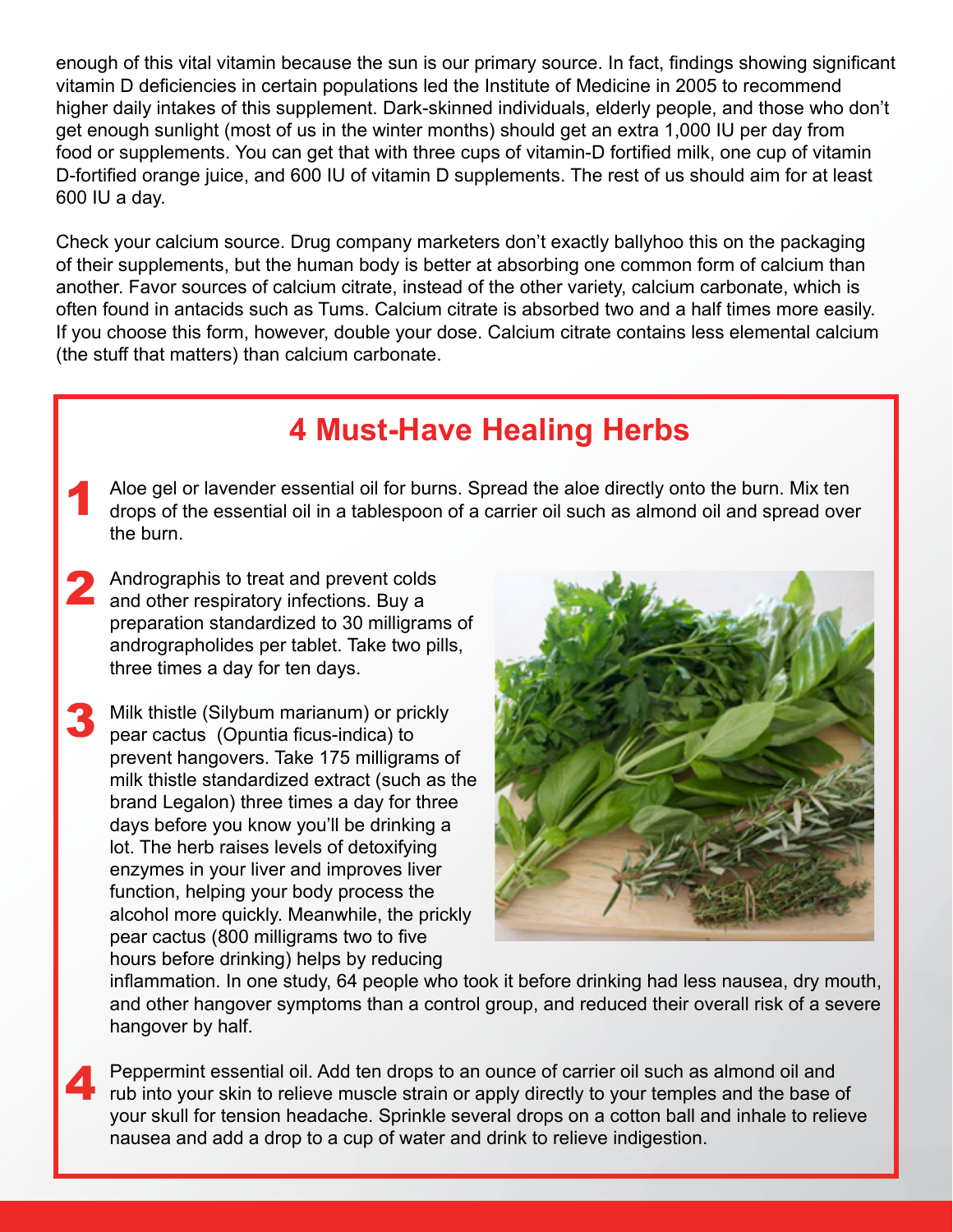enough of this vital vitamin because the sun is our primary source. In fact, findings showing significant vitamin D deficiencies in certain populations led the Institute of Medicine in 2005 to recommend higher daily intakes of this supplement. Dark-skinned individuals, elderly people, and those who don't get enough sunlight (most of us in the winter months) should get an extra 1,000 IU per day from food or supplements. You can get that with three cups of vitamin-D fortified milk, one cup of vitamin D-fortified orange juice, and 600 IU of vitamin D supplements. The rest of us should aim for at least 600 IU a day.

Check your calcium source. Drug company marketers don't exactly ballyhoo this on the packaging of their supplements, but the human body is better at absorbing one common form of calcium than another. Favor sources of calcium citrate, instead of the other variety, calcium carbonate, which is often found in antacids such as Tums. Calcium citrate is absorbed two and a half times more easily. If you choose this form, however, double your dose. Calcium citrate contains less elemental calcium (the stuff that matters) than calcium carbonate.

## 4 Must-Have Healing Herbs

1. Aloe gel or lavender essential oil for burns. Spread the aloe directly onto the burn. Mix ten drops of the essential oil in a tablespoon of a carrier oil such as almond oil and spread over the burn.

2. Andrographis to treat and prevent colds and other respiratory infections. Buy a preparation standardized to 30 milligrams of andrographolides per tablet. Take two pills, three times a day for ten days.

3. Milk thistle (Silybum marianum) or prickly pear cactus (Opuntia ficus-indica) to prevent hangovers. Take 175 milligrams of milk thistle standardized extract (such as the brand Legalon) three times a day for three days before you know you'll be drinking a lot. The herb raises levels of detoxifying enzymes in your liver and improves liver function, helping your body process the alcohol more quickly. Meanwhile, the prickly pear cactus (800 milligrams two to five hours before drinking) helps by reducing inflammation. In one study, 64 people who took it before drinking had less nausea, dry mouth, and other hangover symptoms than a control group, and reduced their overall risk of a severe hangover by half.

4. Peppermint essential oil. Add ten drops to an ounce of carrier oil such as almond oil and rub into your skin to relieve muscle strain or apply directly to your temples and the base of your skull for tension headache. Sprinkle several drops on a cotton ball and inhale to relieve nausea and add a drop to a cup of water and drink to relieve indigestion.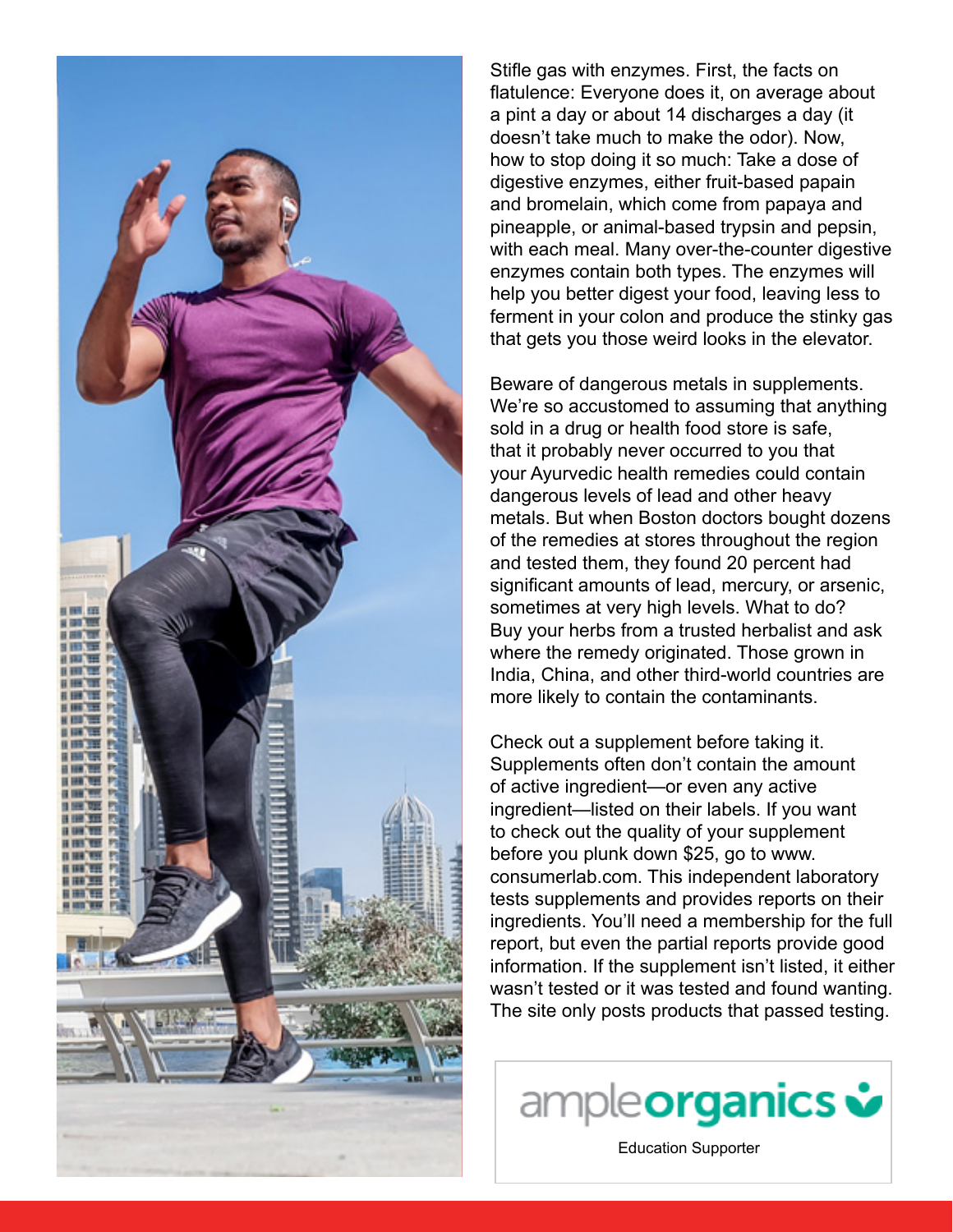Stifle gas with enzymes. First, the facts on flatulence: Everyone does it, on average about a pint a day or about 14 discharges a day (it doesn't take much to make the odor). Now, how to stop doing it so much: Take a dose of digestive enzymes, either fruit-based papain and bromelain, which come from papaya and pineapple, or animal-based trypsin and pepsin, with each meal. Many over-the-counter digestive enzymes contain both types. The enzymes will help you better digest your food, leaving less to ferment in your colon and produce the stinky gas that gets you those weird looks in the elevator.

Beware of dangerous metals in supplements. We're so accustomed to assuming that anything sold in a drug or health food store is safe, that it probably never occurred to you that your Ayurvedic health remedies could contain dangerous levels of lead and other heavy metals. But when Boston doctors bought dozens of the remedies at stores throughout the region and tested them, they found 20 percent had significant amounts of lead, mercury, or arsenic, sometimes at very high levels. What to do? Buy your herbs from a trusted herbalist and ask where the remedy originated. Those grown in India, China, and other third-world countries are more likely to contain the contaminants.

Check out a supplement before taking it. Supplements often don't contain the amount of active ingredient—or even any active ingredient—listed on their labels. If you want to check out the quality of your supplement before you plunk down $25, go to www.consumerlab.com. This independent laboratory tests supplements and provides reports on their ingredients. You'll need a membership for the full report, but even the partial reports provide good information. If the supplement isn't listed, it either wasn't tested or it was tested and found wanting. The site only posts products that passed testing.

ampleorganics

Education Supporter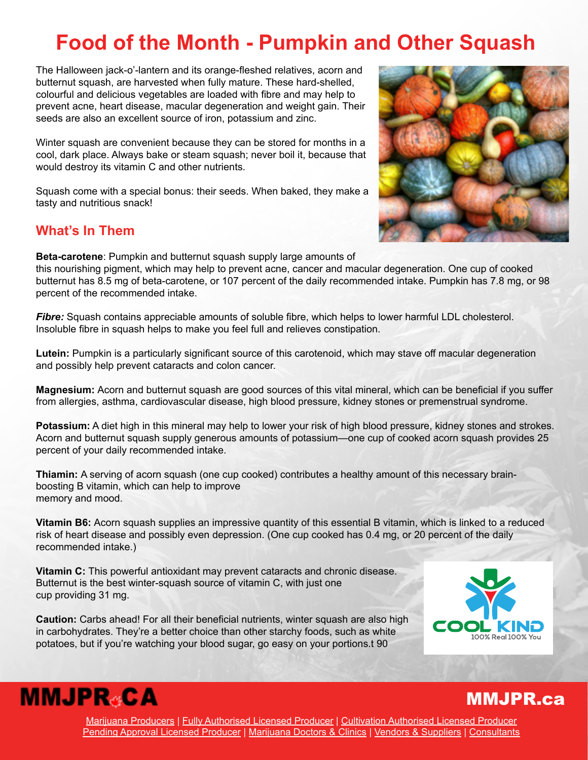# Food of the Month - Pumpkin and Other Squash

The Halloween jack-o'-lantern and its orange-fleshed relatives, acorn and butternut squash, are harvested when fully mature. These hard-shelled, colourful and delicious vegetables are loaded with fibre and may help to prevent acne, heart disease, macular degeneration and weight gain. Their seeds are also an excellent source of iron, potassium and zinc.

Winter squash are convenient because they can be stored for months in a cool, dark place. Always bake or steam squash; never boil it, because that would destroy its vitamin C and other nutrients.

Squash come with a special bonus: their seeds. When baked, they make a tasty and nutritious snack!

## What's In Them

**Beta-carotene**: Pumpkin and butternut squash supply large amounts of this nourishing pigment, which may help to prevent acne, cancer and macular degeneration. One cup of cooked butternut has 8.5 mg of beta-carotene, or 107 percent of the daily recommended intake. Pumpkin has 7.8 mg, or 98 percent of the recommended intake.

***Fibre:*** Squash contains appreciable amounts of soluble fibre, which helps to lower harmful LDL cholesterol. Insoluble fibre in squash helps to make you feel full and relieves constipation.

**Lutein:** Pumpkin is a particularly significant source of this carotenoid, which may stave off macular degeneration and possibly help prevent cataracts and colon cancer.

**Magnesium:** Acorn and butternut squash are good sources of this vital mineral, which can be beneficial if you suffer from allergies, asthma, cardiovascular disease, high blood pressure, kidney stones or premenstrual syndrome.

**Potassium:** A diet high in this mineral may help to lower your risk of high blood pressure, kidney stones and strokes. Acorn and butternut squash supply generous amounts of potassium—one cup of cooked acorn squash provides 25 percent of your daily recommended intake.

**Thiamin:** A serving of acorn squash (one cup cooked) contributes a healthy amount of this necessary brain-boosting B vitamin, which can help to improve memory and mood.

**Vitamin B6:** Acorn squash supplies an impressive quantity of this essential B vitamin, which is linked to a reduced risk of heart disease and possibly even depression. (One cup cooked has 0.4 mg, or 20 percent of the daily recommended intake.)

**Vitamin C:** This powerful antioxidant may prevent cataracts and chronic disease. Butternut is the best winter-squash source of vitamin C, with just one cup providing 31 mg.

**Caution:** Carbs ahead! For all their beneficial nutrients, winter squash are also high in carbohydrates. They're a better choice than other starchy foods, such as white potatoes, but if you're watching your blood sugar, go easy on your portions.t 90

COOL KIND
100% Real 100% You

MMJPR.CA

MMJPR.ca

Marijuana Producers | Fully Authorised Licensed Producer | Cultivation Authorised Licensed Producer
Pending Approval Licensed Producer | Marijuana Doctors & Clinics | Vendors & Suppliers | Consultants